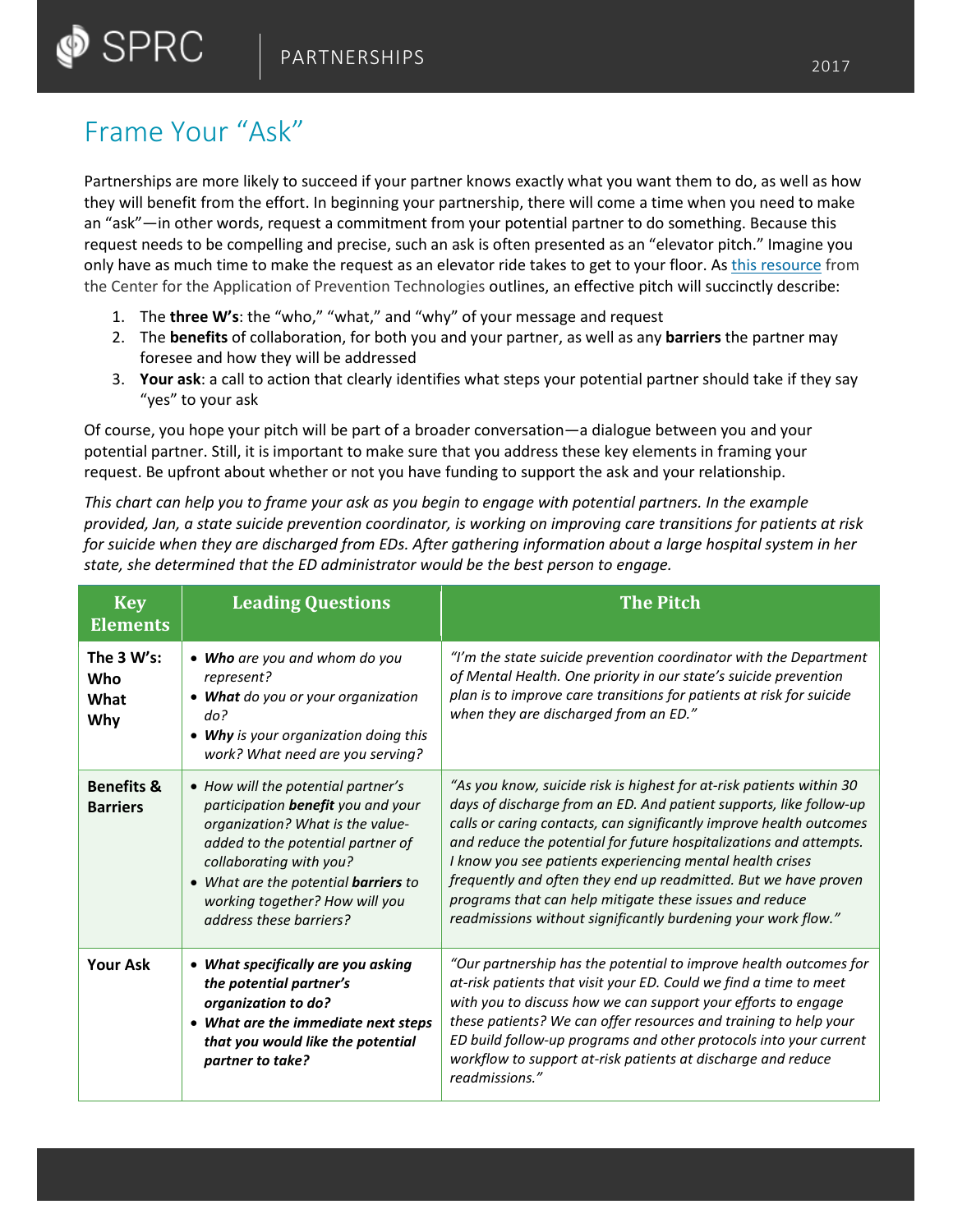# Frame Your "Ask"

Partnerships are more likely to succeed if your partner knows exactly what you want them to do, as well as how they will benefit from the effort. In beginning your partnership, there will come a time when you need to make an "ask"—in other words, request a commitment from your potential partner to do something. Because this request needs to be compelling and precise, such an ask is often presented as an "elevator pitch." Imagine you only have as much time to make the request as an elevator ride takes to get to your floor. As this resource from the Center for the Application of Prevention Technologies outlines, an effective pitch will succinctly describe:

1. The **three W's**: the "who," "what," and "why" of your message and request
2. The **benefits** of collaboration, for both you and your partner, as well as any **barriers** the partner may foresee and how they will be addressed
3. **Your ask**: a call to action that clearly identifies what steps your potential partner should take if they say "yes" to your ask

Of course, you hope your pitch will be part of a broader conversation—a dialogue between you and your potential partner. Still, it is important to make sure that you address these key elements in framing your request. Be upfront about whether or not you have funding to support the ask and your relationship.

*This chart can help you to frame your ask as you begin to engage with potential partners. In the example provided, Jan, a state suicide prevention coordinator, is working on improving care transitions for patients at risk for suicide when they are discharged from EDs. After gathering information about a large hospital system in her state, she determined that the ED administrator would be the best person to engage.*

| Key Elements | Leading Questions | The Pitch |
|---|---|---|
| **The 3 W's: Who What Why** | • ***Who*** *are you and whom do you represent?* <br> • ***What*** *do you or your organization do?* <br> • ***Why*** *is your organization doing this work? What need are you serving?* | *"I'm the state suicide prevention coordinator with the Department of Mental Health. One priority in our state's suicide prevention plan is to improve care transitions for patients at risk for suicide when they are discharged from an ED."* |
| **Benefits & Barriers** | • *How will the potential partner's participation* ***benefit*** *you and your organization? What is the value-added to the potential partner of collaborating with you?* <br> • *What are the potential* ***barriers*** *to working together? How will you address these barriers?* | *"As you know, suicide risk is highest for at-risk patients within 30 days of discharge from an ED. And patient supports, like follow-up calls or caring contacts, can significantly improve health outcomes and reduce the potential for future hospitalizations and attempts. I know you see patients experiencing mental health crises frequently and often they end up readmitted. But we have proven programs that can help mitigate these issues and reduce readmissions without significantly burdening your work flow."* |
| **Your Ask** | • ***What specifically are you asking the potential partner's organization to do?*** <br> • ***What are the immediate next steps that you would like the potential partner to take?*** | *"Our partnership has the potential to improve health outcomes for at-risk patients that visit your ED. Could we find a time to meet with you to discuss how we can support your efforts to engage these patients? We can offer resources and training to help your ED build follow-up programs and other protocols into your current workflow to support at-risk patients at discharge and reduce readmissions."* |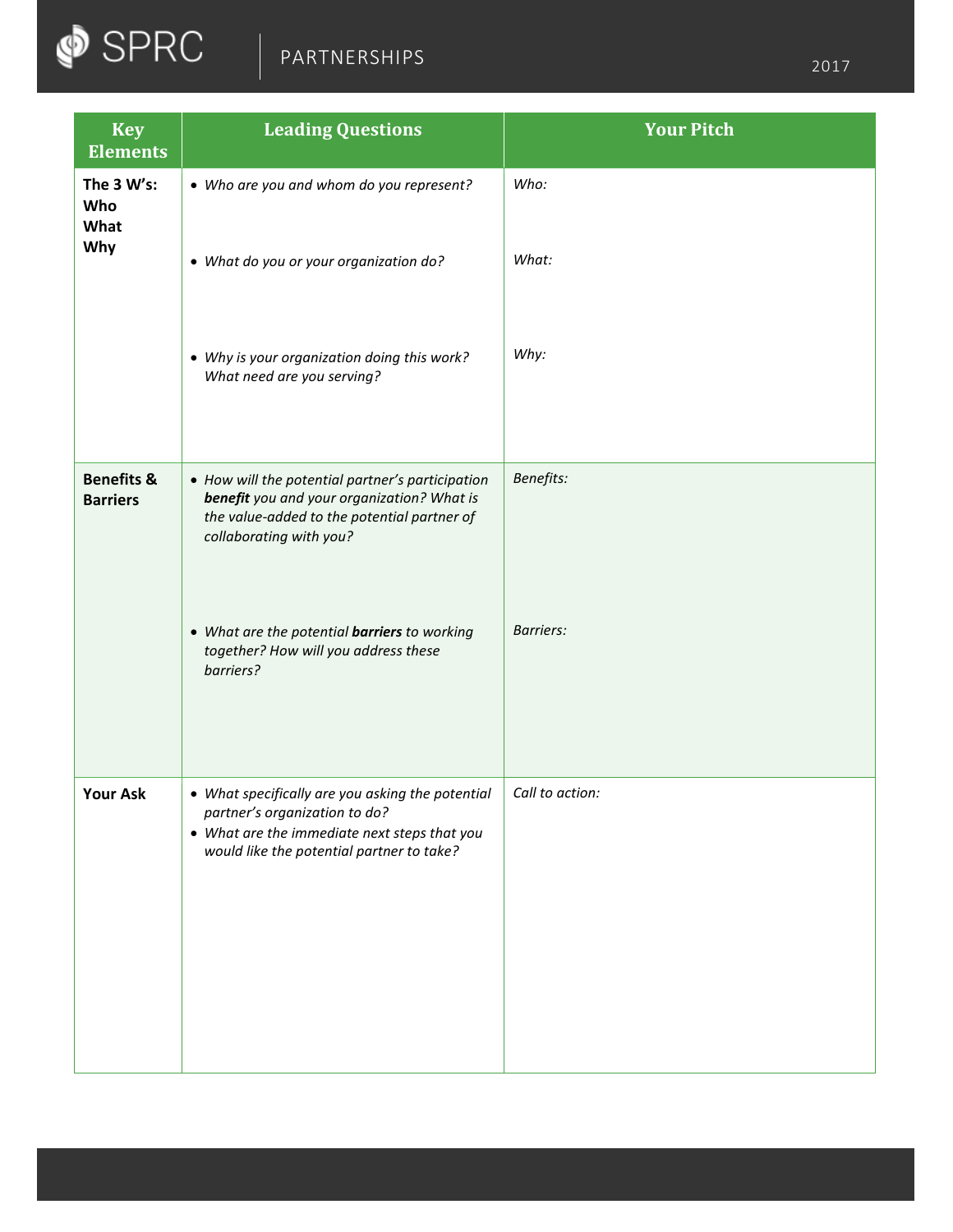| Key Elements | Leading Questions | Your Pitch |
|---|---|---|
| **The 3 W's: Who What Why** | • *Who are you and whom do you represent?* | *Who:* |
| | • *What do you or your organization do?* | *What:* |
| | • *Why is your organization doing this work? What need are you serving?* | *Why:* |
| **Benefits & Barriers** | • *How will the potential partner's participation **benefit** you and your organization? What is the value-added to the potential partner of collaborating with you?* | *Benefits:* |
| | • *What are the potential **barriers** to working together? How will you address these barriers?* | *Barriers:* |
| **Your Ask** | • *What specifically are you asking the potential partner's organization to do?* <br> • *What are the immediate next steps that you would like the potential partner to take?* | *Call to action:* |